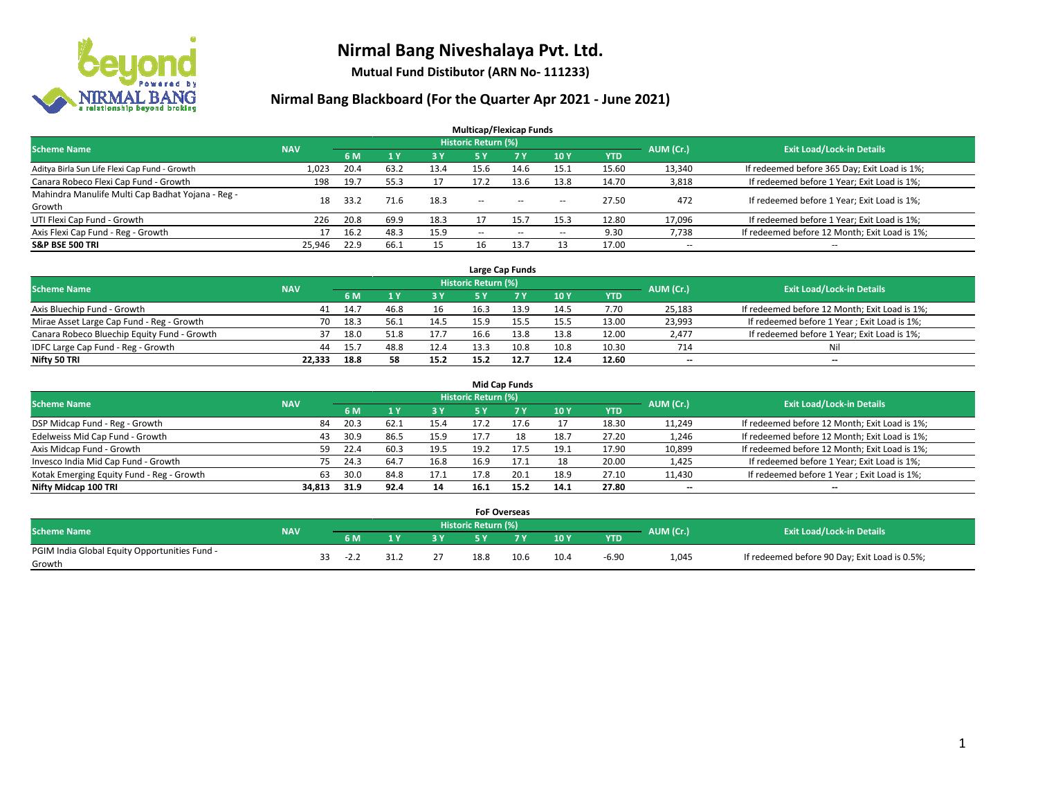# Nirmal Bang Niveshalaya Pvt. Ltd.

**Mutual Fund Distibutor (ARN No- 111233)**

## Nirmal Bang Blackboard (For the Quarter Apr 2021 - June 2021)

### Multicap/Flexicap Funds

| Scheme Name | NAV | Historic Return (%) | | | | | | | AUM (Cr.) | Exit Load/Lock-in Details |
|---|---|---|---|---|---|---|---|---|---|---|
| | | 6 M | 1 Y | 3 Y | 5 Y | 7 Y | 10 Y | YTD | | |
| Aditya Birla Sun Life Flexi Cap Fund - Growth | 1,023 | 20.4 | 63.2 | 13.4 | 15.6 | 14.6 | 15.1 | 15.60 | 13,340 | If redeemed before 365 Day; Exit Load is 1%; |
| Canara Robeco Flexi Cap Fund - Growth | 198 | 19.7 | 55.3 | 17 | 17.2 | 13.6 | 13.8 | 14.70 | 3,818 | If redeemed before 1 Year; Exit Load is 1%; |
| Mahindra Manulife Multi Cap Badhat Yojana - Reg - Growth | 18 | 33.2 | 71.6 | 18.3 | -- | -- | -- | 27.50 | 472 | If redeemed before 1 Year; Exit Load is 1%; |
| UTI Flexi Cap Fund - Growth | 226 | 20.8 | 69.9 | 18.3 | 17 | 15.7 | 15.3 | 12.80 | 17,096 | If redeemed before 1 Year; Exit Load is 1%; |
| Axis Flexi Cap Fund - Reg - Growth | 17 | 16.2 | 48.3 | 15.9 | -- | -- | -- | 9.30 | 7,738 | If redeemed before 12 Month; Exit Load is 1%; |
| **S&P BSE 500 TRI** | **25,946** | **22.9** | **66.1** | **15** | **16** | **13.7** | **13** | **17.00** | -- | -- |

### Large Cap Funds

| Scheme Name | NAV | Historic Return (%) | | | | | | | AUM (Cr.) | Exit Load/Lock-in Details |
|---|---|---|---|---|---|---|---|---|---|---|
| | | 6 M | 1 Y | 3 Y | 5 Y | 7 Y | 10 Y | YTD | | |
| Axis Bluechip Fund - Growth | 41 | 14.7 | 46.8 | 16 | 16.3 | 13.9 | 14.5 | 7.70 | 25,183 | If redeemed before 12 Month; Exit Load is 1%; |
| Mirae Asset Large Cap Fund - Reg - Growth | 70 | 18.3 | 56.1 | 14.5 | 15.9 | 15.5 | 15.5 | 13.00 | 23,993 | If redeemed before 1 Year ; Exit Load is 1%; |
| Canara Robeco Bluechip Equity Fund - Growth | 37 | 18.0 | 51.8 | 17.7 | 16.6 | 13.8 | 13.8 | 12.00 | 2,477 | If redeemed before 1 Year; Exit Load is 1%; |
| IDFC Large Cap Fund - Reg - Growth | 44 | 15.7 | 48.8 | 12.4 | 13.3 | 10.8 | 10.8 | 10.30 | 714 | Nil |
| **Nifty 50 TRI** | **22,333** | **18.8** | **58** | **15.2** | **15.2** | **12.7** | **12.4** | **12.60** | **--** | **--** |

### Mid Cap Funds

| Scheme Name | NAV | Historic Return (%) | | | | | | | AUM (Cr.) | Exit Load/Lock-in Details |
|---|---|---|---|---|---|---|---|---|---|---|
| | | 6 M | 1 Y | 3 Y | 5 Y | 7 Y | 10 Y | YTD | | |
| DSP Midcap Fund - Reg - Growth | 84 | 20.3 | 62.1 | 15.4 | 17.2 | 17.6 | 17 | 18.30 | 11,249 | If redeemed before 12 Month; Exit Load is 1%; |
| Edelweiss Mid Cap Fund - Growth | 43 | 30.9 | 86.5 | 15.9 | 17.7 | 18 | 18.7 | 27.20 | 1,246 | If redeemed before 12 Month; Exit Load is 1%; |
| Axis Midcap Fund - Growth | 59 | 22.4 | 60.3 | 19.5 | 19.2 | 17.5 | 19.1 | 17.90 | 10,899 | If redeemed before 12 Month; Exit Load is 1%; |
| Invesco India Mid Cap Fund - Growth | 75 | 24.3 | 64.7 | 16.8 | 16.9 | 17.1 | 18 | 20.00 | 1,425 | If redeemed before 1 Year; Exit Load is 1%; |
| Kotak Emerging Equity Fund - Reg - Growth | 63 | 30.0 | 84.8 | 17.1 | 17.8 | 20.1 | 18.9 | 27.10 | 11,430 | If redeemed before 1 Year ; Exit Load is 1%; |
| **Nifty Midcap 100 TRI** | **34,813** | **31.9** | **92.4** | **14** | **16.1** | **15.2** | **14.1** | **27.80** | **--** | **--** |

### FoF Overseas

| Scheme Name | NAV | Historic Return (%) | | | | | | | AUM (Cr.) | Exit Load/Lock-in Details |
|---|---|---|---|---|---|---|---|---|---|---|
| | | 6 M | 1 Y | 3 Y | 5 Y | 7 Y | 10 Y | YTD | | |
| PGIM India Global Equity Opportunities Fund - Growth | 33 | -2.2 | 31.2 | 27 | 18.8 | 10.6 | 10.4 | -6.90 | 1,045 | If redeemed before 90 Day; Exit Load is 0.5%; |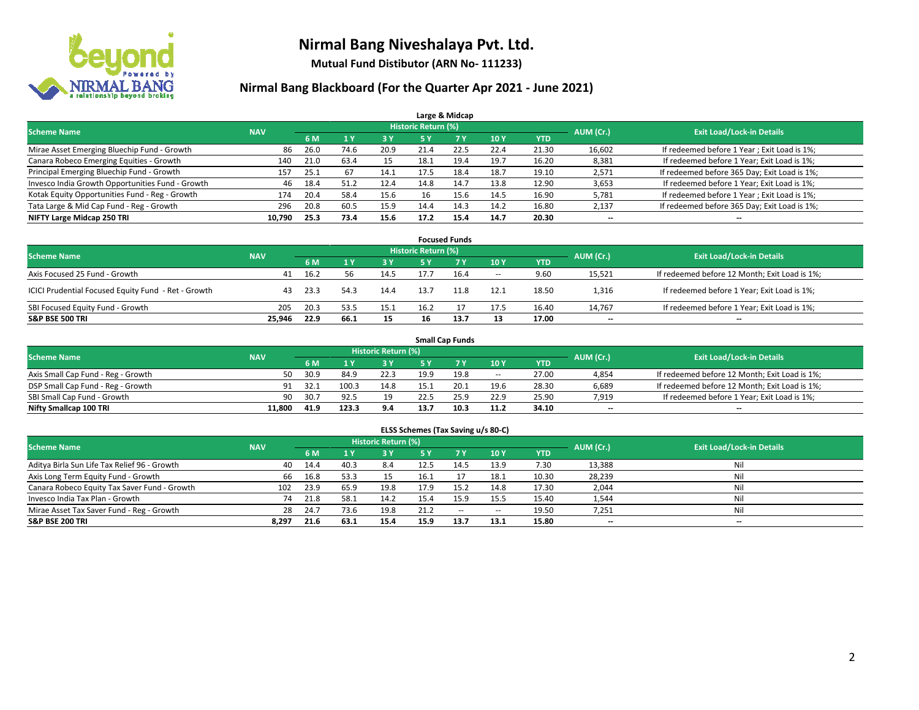# Nirmal Bang Niveshalaya Pvt. Ltd.

**Mutual Fund Distibutor (ARN No- 111233)**

## Nirmal Bang Blackboard (For the Quarter Apr 2021 - June 2021)

### Large & Midcap

| Scheme Name | NAV | Historic Return (%) | | | | | | | AUM (Cr.) | Exit Load/Lock-in Details |
|---|---|---|---|---|---|---|---|---|---|---|
| | | 6 M | 1 Y | 3 Y | 5 Y | 7 Y | 10 Y | YTD | | |
| Mirae Asset Emerging Bluechip Fund - Growth | 86 | 26.0 | 74.6 | 20.9 | 21.4 | 22.5 | 22.4 | 21.30 | 16,602 | If redeemed before 1 Year ; Exit Load is 1%; |
| Canara Robeco Emerging Equities - Growth | 140 | 21.0 | 63.4 | 15 | 18.1 | 19.4 | 19.7 | 16.20 | 8,381 | If redeemed before 1 Year; Exit Load is 1%; |
| Principal Emerging Bluechip Fund - Growth | 157 | 25.1 | 67 | 14.1 | 17.5 | 18.4 | 18.7 | 19.10 | 2,571 | If redeemed before 365 Day; Exit Load is 1%; |
| Invesco India Growth Opportunities Fund - Growth | 46 | 18.4 | 51.2 | 12.4 | 14.8 | 14.7 | 13.8 | 12.90 | 3,653 | If redeemed before 1 Year; Exit Load is 1%; |
| Kotak Equity Opportunities Fund - Reg - Growth | 174 | 20.4 | 58.4 | 15.6 | 16 | 15.6 | 14.5 | 16.90 | 5,781 | If redeemed before 1 Year ; Exit Load is 1%; |
| Tata Large & Mid Cap Fund - Reg - Growth | 296 | 20.8 | 60.5 | 15.9 | 14.4 | 14.3 | 14.2 | 16.80 | 2,137 | If redeemed before 365 Day; Exit Load is 1%; |
| **NIFTY Large Midcap 250 TRI** | **10,790** | **25.3** | **73.4** | **15.6** | **17.2** | **15.4** | **14.7** | **20.30** | **--** | **--** |

### Focused Funds

| Scheme Name | NAV | Historic Return (%) | | | | | | | AUM (Cr.) | Exit Load/Lock-in Details |
|---|---|---|---|---|---|---|---|---|---|---|
| | | 6 M | 1 Y | 3 Y | 5 Y | 7 Y | 10 Y | YTD | | |
| Axis Focused 25 Fund - Growth | 41 | 16.2 | 56 | 14.5 | 17.7 | 16.4 | -- | 9.60 | 15,521 | If redeemed before 12 Month; Exit Load is 1%; |
| ICICI Prudential Focused Equity Fund - Ret - Growth | 43 | 23.3 | 54.3 | 14.4 | 13.7 | 11.8 | 12.1 | 18.50 | 1,316 | If redeemed before 1 Year; Exit Load is 1%; |
| SBI Focused Equity Fund - Growth | 205 | 20.3 | 53.5 | 15.1 | 16.2 | 17 | 17.5 | 16.40 | 14,767 | If redeemed before 1 Year; Exit Load is 1%; |
| **S&P BSE 500 TRI** | **25,946** | **22.9** | **66.1** | **15** | **16** | **13.7** | **13** | **17.00** | **--** | **--** |

### Small Cap Funds

| Scheme Name | NAV | Historic Return (%) | | | | | | | AUM (Cr.) | Exit Load/Lock-in Details |
|---|---|---|---|---|---|---|---|---|---|---|
| | | 6 M | 1 Y | 3 Y | 5 Y | 7 Y | 10 Y | YTD | | |
| Axis Small Cap Fund - Reg - Growth | 50 | 30.9 | 84.9 | 22.3 | 19.9 | 19.8 | -- | 27.00 | 4,854 | If redeemed before 12 Month; Exit Load is 1%; |
| DSP Small Cap Fund - Reg - Growth | 91 | 32.1 | 100.3 | 14.8 | 15.1 | 20.1 | 19.6 | 28.30 | 6,689 | If redeemed before 12 Month; Exit Load is 1%; |
| SBI Small Cap Fund - Growth | 90 | 30.7 | 92.5 | 19 | 22.5 | 25.9 | 22.9 | 25.90 | 7,919 | If redeemed before 1 Year; Exit Load is 1%; |
| **Nifty Smallcap 100 TRI** | **11,800** | **41.9** | **123.3** | **9.4** | **13.7** | **10.3** | **11.2** | **34.10** | **--** | **--** |

### ELSS Schemes (Tax Saving u/s 80-C)

| Scheme Name | NAV | Historic Return (%) | | | | | | | AUM (Cr.) | Exit Load/Lock-in Details |
|---|---|---|---|---|---|---|---|---|---|---|
| | | 6 M | 1 Y | 3 Y | 5 Y | 7 Y | 10 Y | YTD | | |
| Aditya Birla Sun Life Tax Relief 96 - Growth | 40 | 14.4 | 40.3 | 8.4 | 12.5 | 14.5 | 13.9 | 7.30 | 13,388 | Nil |
| Axis Long Term Equity Fund - Growth | 66 | 16.8 | 53.3 | 15 | 16.1 | 17 | 18.1 | 10.30 | 28,239 | Nil |
| Canara Robeco Equity Tax Saver Fund - Growth | 102 | 23.9 | 65.9 | 19.8 | 17.9 | 15.2 | 14.8 | 17.30 | 2,044 | Nil |
| Invesco India Tax Plan - Growth | 74 | 21.8 | 58.1 | 14.2 | 15.4 | 15.9 | 15.5 | 15.40 | 1,544 | Nil |
| Mirae Asset Tax Saver Fund - Reg - Growth | 28 | 24.7 | 73.6 | 19.8 | 21.2 | -- | -- | 19.50 | 7,251 | Nil |
| **S&P BSE 200 TRI** | **8,297** | **21.6** | **63.1** | **15.4** | **15.9** | **13.7** | **13.1** | **15.80** | **--** | **--** |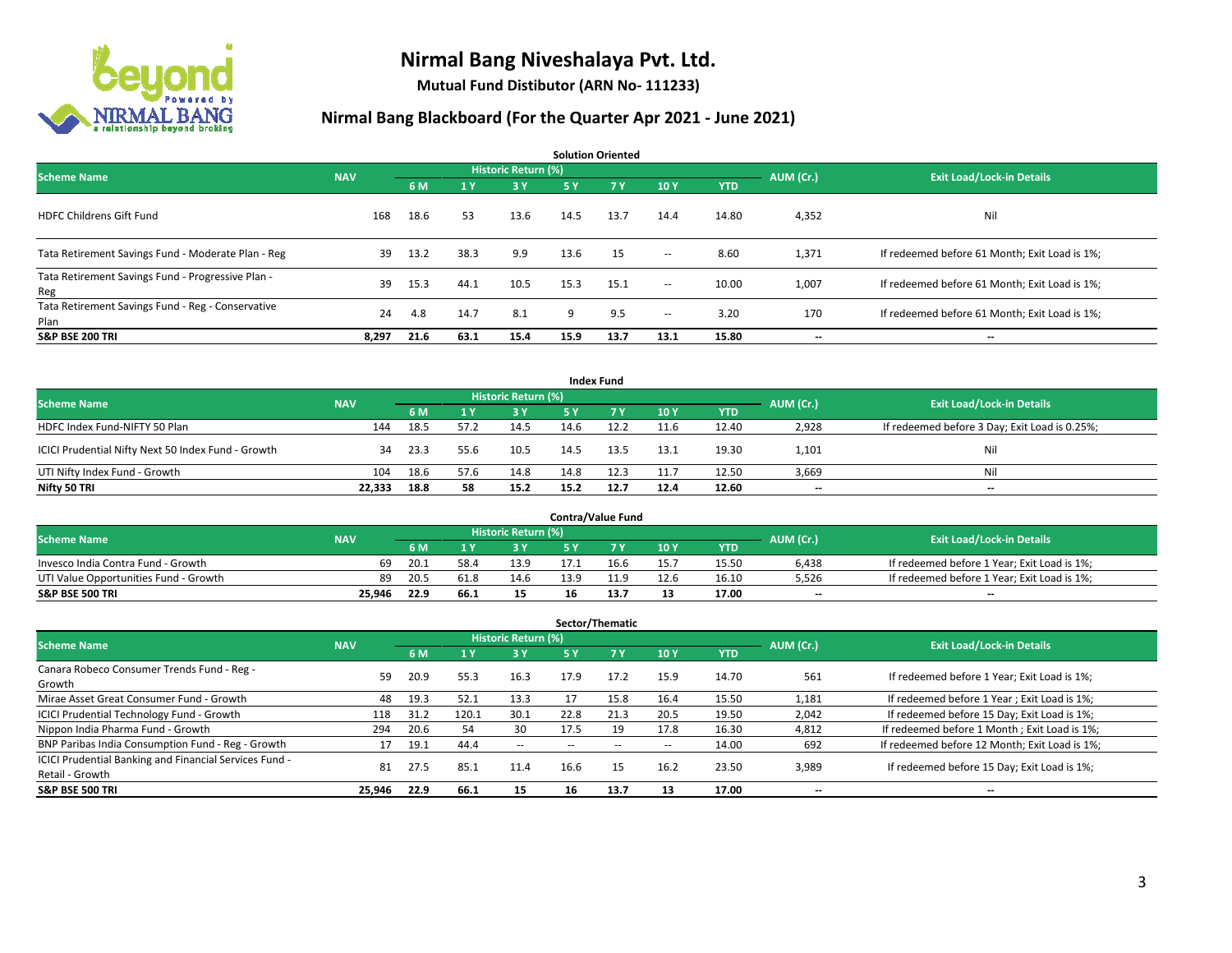# Nirmal Bang Niveshalaya Pvt. Ltd.

**Mutual Fund Distibutor (ARN No- 111233)**

## Nirmal Bang Blackboard (For the Quarter Apr 2021 - June 2021)

### Solution Oriented

| Scheme Name | NAV | Historic Return (%) | | | | | | | AUM (Cr.) | Exit Load/Lock-in Details |
|---|---|---|---|---|---|---|---|---|---|---|
| | | 6 M | 1 Y | 3 Y | 5 Y | 7 Y | 10 Y | YTD | | |
| HDFC Childrens Gift Fund | 168 | 18.6 | 53 | 13.6 | 14.5 | 13.7 | 14.4 | 14.80 | 4,352 | Nil |
| Tata Retirement Savings Fund - Moderate Plan - Reg | 39 | 13.2 | 38.3 | 9.9 | 13.6 | 15 | -- | 8.60 | 1,371 | If redeemed before 61 Month; Exit Load is 1%; |
| Tata Retirement Savings Fund - Progressive Plan - Reg | 39 | 15.3 | 44.1 | 10.5 | 15.3 | 15.1 | -- | 10.00 | 1,007 | If redeemed before 61 Month; Exit Load is 1%; |
| Tata Retirement Savings Fund - Reg - Conservative Plan | 24 | 4.8 | 14.7 | 8.1 | 9 | 9.5 | -- | 3.20 | 170 | If redeemed before 61 Month; Exit Load is 1%; |
| **S&P BSE 200 TRI** | **8,297** | **21.6** | **63.1** | **15.4** | **15.9** | **13.7** | **13.1** | **15.80** | **--** | **--** |

### Index Fund

| Scheme Name | NAV | Historic Return (%) | | | | | | | AUM (Cr.) | Exit Load/Lock-in Details |
|---|---|---|---|---|---|---|---|---|---|---|
| | | 6 M | 1 Y | 3 Y | 5 Y | 7 Y | 10 Y | YTD | | |
| HDFC Index Fund-NIFTY 50 Plan | 144 | 18.5 | 57.2 | 14.5 | 14.6 | 12.2 | 11.6 | 12.40 | 2,928 | If redeemed before 3 Day; Exit Load is 0.25%; |
| ICICI Prudential Nifty Next 50 Index Fund - Growth | 34 | 23.3 | 55.6 | 10.5 | 14.5 | 13.5 | 13.1 | 19.30 | 1,101 | Nil |
| UTI Nifty Index Fund - Growth | 104 | 18.6 | 57.6 | 14.8 | 14.8 | 12.3 | 11.7 | 12.50 | 3,669 | Nil |
| **Nifty 50 TRI** | **22,333** | **18.8** | **58** | **15.2** | **15.2** | **12.7** | **12.4** | **12.60** | **--** | **--** |

### Contra/Value Fund

| Scheme Name | NAV | Historic Return (%) | | | | | | | AUM (Cr.) | Exit Load/Lock-in Details |
|---|---|---|---|---|---|---|---|---|---|---|
| | | 6 M | 1 Y | 3 Y | 5 Y | 7 Y | 10 Y | YTD | | |
| Invesco India Contra Fund - Growth | 69 | 20.1 | 58.4 | 13.9 | 17.1 | 16.6 | 15.7 | 15.50 | 6,438 | If redeemed before 1 Year; Exit Load is 1%; |
| UTI Value Opportunities Fund - Growth | 89 | 20.5 | 61.8 | 14.6 | 13.9 | 11.9 | 12.6 | 16.10 | 5,526 | If redeemed before 1 Year; Exit Load is 1%; |
| **S&P BSE 500 TRI** | **25,946** | **22.9** | **66.1** | **15** | **16** | **13.7** | **13** | **17.00** | **--** | **--** |

### Sector/Thematic

| Scheme Name | NAV | Historic Return (%) | | | | | | | AUM (Cr.) | Exit Load/Lock-in Details |
|---|---|---|---|---|---|---|---|---|---|---|
| | | 6 M | 1 Y | 3 Y | 5 Y | 7 Y | 10 Y | YTD | | |
| Canara Robeco Consumer Trends Fund - Reg - Growth | 59 | 20.9 | 55.3 | 16.3 | 17.9 | 17.2 | 15.9 | 14.70 | 561 | If redeemed before 1 Year; Exit Load is 1%; |
| Mirae Asset Great Consumer Fund - Growth | 48 | 19.3 | 52.1 | 13.3 | 17 | 15.8 | 16.4 | 15.50 | 1,181 | If redeemed before 1 Year ; Exit Load is 1%; |
| ICICI Prudential Technology Fund - Growth | 118 | 31.2 | 120.1 | 30.1 | 22.8 | 21.3 | 20.5 | 19.50 | 2,042 | If redeemed before 15 Day; Exit Load is 1%; |
| Nippon India Pharma Fund - Growth | 294 | 20.6 | 54 | 30 | 17.5 | 19 | 17.8 | 16.30 | 4,812 | If redeemed before 1 Month ; Exit Load is 1%; |
| BNP Paribas India Consumption Fund - Reg - Growth | 17 | 19.1 | 44.4 | -- | -- | -- | -- | 14.00 | 692 | If redeemed before 12 Month; Exit Load is 1%; |
| ICICI Prudential Banking and Financial Services Fund - Retail - Growth | 81 | 27.5 | 85.1 | 11.4 | 16.6 | 15 | 16.2 | 23.50 | 3,989 | If redeemed before 15 Day; Exit Load is 1%; |
| **S&P BSE 500 TRI** | **25,946** | **22.9** | **66.1** | **15** | **16** | **13.7** | **13** | **17.00** | **--** | **--** |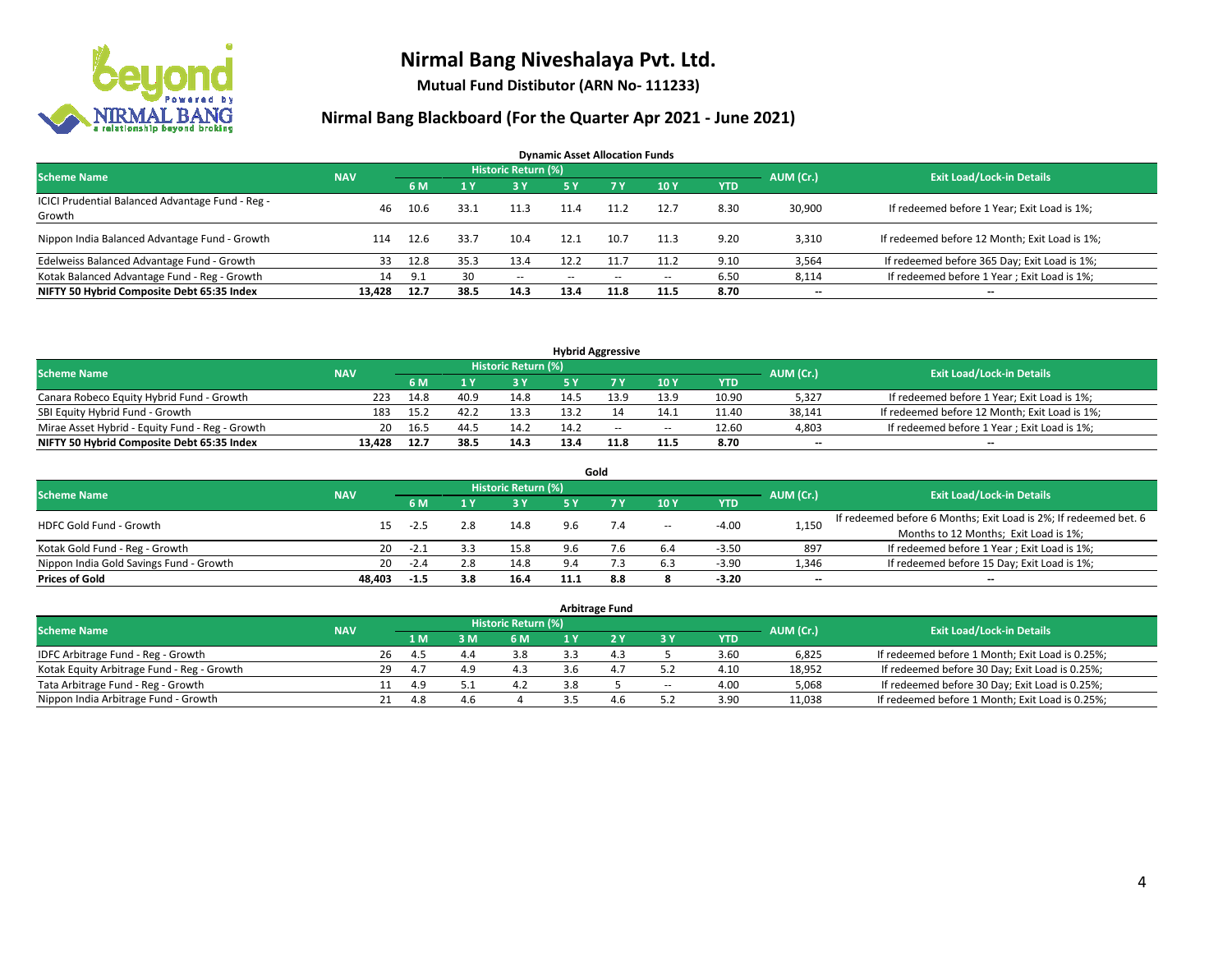# Nirmal Bang Niveshalaya Pvt. Ltd.

**Mutual Fund Distibutor (ARN No- 111233)**

## Nirmal Bang Blackboard (For the Quarter Apr 2021 - June 2021)

### Dynamic Asset Allocation Funds

| Scheme Name | NAV | Historic Return (%) | | | | | | | AUM (Cr.) | Exit Load/Lock-in Details |
|---|---|---|---|---|---|---|---|---|---|---|
| | | 6 M | 1 Y | 3 Y | 5 Y | 7 Y | 10 Y | YTD | | |
| ICICI Prudential Balanced Advantage Fund - Reg - Growth | 46 | 10.6 | 33.1 | 11.3 | 11.4 | 11.2 | 12.7 | 8.30 | 30,900 | If redeemed before 1 Year; Exit Load is 1%; |
| Nippon India Balanced Advantage Fund - Growth | 114 | 12.6 | 33.7 | 10.4 | 12.1 | 10.7 | 11.3 | 9.20 | 3,310 | If redeemed before 12 Month; Exit Load is 1%; |
| Edelweiss Balanced Advantage Fund - Growth | 33 | 12.8 | 35.3 | 13.4 | 12.2 | 11.7 | 11.2 | 9.10 | 3,564 | If redeemed before 365 Day; Exit Load is 1%; |
| Kotak Balanced Advantage Fund - Reg - Growth | 14 | 9.1 | 30 | -- | -- | -- | -- | 6.50 | 8,114 | If redeemed before 1 Year ; Exit Load is 1%; |
| **NIFTY 50 Hybrid Composite Debt 65:35 Index** | **13,428** | **12.7** | **38.5** | **14.3** | **13.4** | **11.8** | **11.5** | **8.70** | **--** | **--** |

### Hybrid Aggressive

| Scheme Name | NAV | Historic Return (%) | | | | | | | AUM (Cr.) | Exit Load/Lock-in Details |
|---|---|---|---|---|---|---|---|---|---|---|
| | | 6 M | 1 Y | 3 Y | 5 Y | 7 Y | 10 Y | YTD | | |
| Canara Robeco Equity Hybrid Fund - Growth | 223 | 14.8 | 40.9 | 14.8 | 14.5 | 13.9 | 13.9 | 10.90 | 5,327 | If redeemed before 1 Year; Exit Load is 1%; |
| SBI Equity Hybrid Fund - Growth | 183 | 15.2 | 42.2 | 13.3 | 13.2 | 14 | 14.1 | 11.40 | 38,141 | If redeemed before 12 Month; Exit Load is 1%; |
| Mirae Asset Hybrid - Equity Fund - Reg - Growth | 20 | 16.5 | 44.5 | 14.2 | 14.2 | -- | -- | 12.60 | 4,803 | If redeemed before 1 Year ; Exit Load is 1%; |
| **NIFTY 50 Hybrid Composite Debt 65:35 Index** | **13,428** | **12.7** | **38.5** | **14.3** | **13.4** | **11.8** | **11.5** | **8.70** | **--** | **--** |

### Gold

| Scheme Name | NAV | Historic Return (%) | | | | | | | AUM (Cr.) | Exit Load/Lock-in Details |
|---|---|---|---|---|---|---|---|---|---|---|
| | | 6 M | 1 Y | 3 Y | 5 Y | 7 Y | 10 Y | YTD | | |
| HDFC Gold Fund - Growth | 15 | -2.5 | 2.8 | 14.8 | 9.6 | 7.4 | -- | -4.00 | 1,150 | If redeemed before 6 Months; Exit Load is 2%; If redeemed bet. 6 Months to 12 Months; Exit Load is 1%; |
| Kotak Gold Fund - Reg - Growth | 20 | -2.1 | 3.3 | 15.8 | 9.6 | 7.6 | 6.4 | -3.50 | 897 | If redeemed before 1 Year ; Exit Load is 1%; |
| Nippon India Gold Savings Fund - Growth | 20 | -2.4 | 2.8 | 14.8 | 9.4 | 7.3 | 6.3 | -3.90 | 1,346 | If redeemed before 15 Day; Exit Load is 1%; |
| **Prices of Gold** | **48,403** | **-1.5** | **3.8** | **16.4** | **11.1** | **8.8** | **8** | **-3.20** | **--** | **--** |

### Arbitrage Fund

| Scheme Name | NAV | Historic Return (%) | | | | | | | AUM (Cr.) | Exit Load/Lock-in Details |
|---|---|---|---|---|---|---|---|---|---|---|
| | | 1 M | 3 M | 6 M | 1 Y | 2 Y | 3 Y | YTD | | |
| IDFC Arbitrage Fund - Reg - Growth | 26 | 4.5 | 4.4 | 3.8 | 3.3 | 4.3 | 5 | 3.60 | 6,825 | If redeemed before 1 Month; Exit Load is 0.25%; |
| Kotak Equity Arbitrage Fund - Reg - Growth | 29 | 4.7 | 4.9 | 4.3 | 3.6 | 4.7 | 5.2 | 4.10 | 18,952 | If redeemed before 30 Day; Exit Load is 0.25%; |
| Tata Arbitrage Fund - Reg - Growth | 11 | 4.9 | 5.1 | 4.2 | 3.8 | 5 | -- | 4.00 | 5,068 | If redeemed before 30 Day; Exit Load is 0.25%; |
| Nippon India Arbitrage Fund - Growth | 21 | 4.8 | 4.6 | 4 | 3.5 | 4.6 | 5.2 | 3.90 | 11,038 | If redeemed before 1 Month; Exit Load is 0.25%; |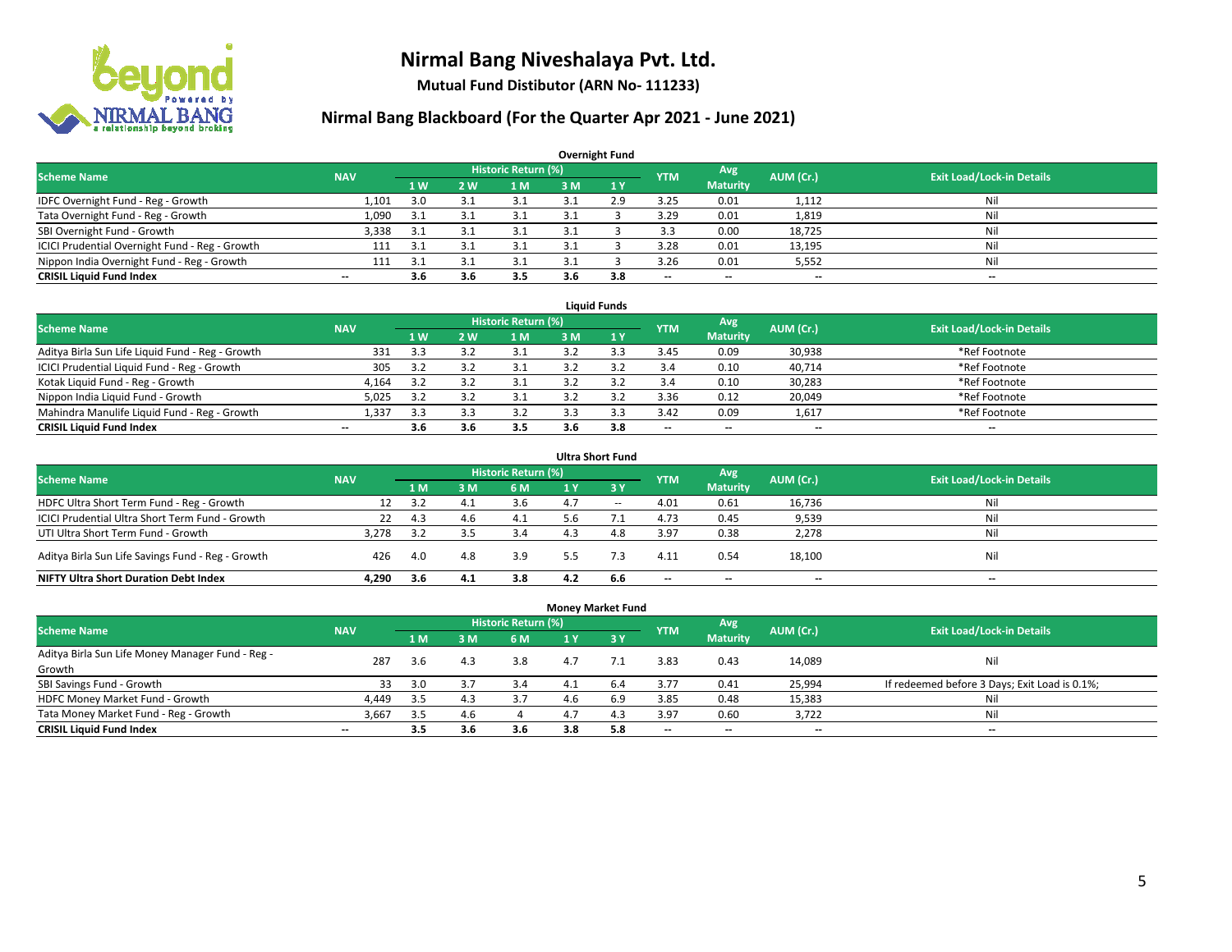# Nirmal Bang Niveshalaya Pvt. Ltd.

**Mutual Fund Distibutor (ARN No- 111233)**

## Nirmal Bang Blackboard (For the Quarter Apr 2021 - June 2021)

### Overnight Fund

| Scheme Name | NAV | Historic Return (%) | | | | | YTM | Avg Maturity | AUM (Cr.) | Exit Load/Lock-in Details |
|---|---|---|---|---|---|---|---|---|---|---|
| | | 1 W | 2 W | 1 M | 3 M | 1 Y | | | | |
| IDFC Overnight Fund - Reg - Growth | 1,101 | 3.0 | 3.1 | 3.1 | 3.1 | 2.9 | 3.25 | 0.01 | 1,112 | Nil |
| Tata Overnight Fund - Reg - Growth | 1,090 | 3.1 | 3.1 | 3.1 | 3.1 | 3 | 3.29 | 0.01 | 1,819 | Nil |
| SBI Overnight Fund - Growth | 3,338 | 3.1 | 3.1 | 3.1 | 3.1 | 3 | 3.3 | 0.00 | 18,725 | Nil |
| ICICI Prudential Overnight Fund - Reg - Growth | 111 | 3.1 | 3.1 | 3.1 | 3.1 | 3 | 3.28 | 0.01 | 13,195 | Nil |
| Nippon India Overnight Fund - Reg - Growth | 111 | 3.1 | 3.1 | 3.1 | 3.1 | 3 | 3.26 | 0.01 | 5,552 | Nil |
| **CRISIL Liquid Fund Index** | **--** | **3.6** | **3.6** | **3.5** | **3.6** | **3.8** | **--** | **--** | **--** | **--** |

### Liquid Funds

| Scheme Name | NAV | Historic Return (%) | | | | | YTM | Avg Maturity | AUM (Cr.) | Exit Load/Lock-in Details |
|---|---|---|---|---|---|---|---|---|---|---|
| | | 1 W | 2 W | 1 M | 3 M | 1 Y | | | | |
| Aditya Birla Sun Life Liquid Fund - Reg - Growth | 331 | 3.3 | 3.2 | 3.1 | 3.2 | 3.3 | 3.45 | 0.09 | 30,938 | *Ref Footnote |
| ICICI Prudential Liquid Fund - Reg - Growth | 305 | 3.2 | 3.2 | 3.1 | 3.2 | 3.2 | 3.4 | 0.10 | 40,714 | *Ref Footnote |
| Kotak Liquid Fund - Reg - Growth | 4,164 | 3.2 | 3.2 | 3.1 | 3.2 | 3.2 | 3.4 | 0.10 | 30,283 | *Ref Footnote |
| Nippon India Liquid Fund - Growth | 5,025 | 3.2 | 3.2 | 3.1 | 3.2 | 3.2 | 3.36 | 0.12 | 20,049 | *Ref Footnote |
| Mahindra Manulife Liquid Fund - Reg - Growth | 1,337 | 3.3 | 3.3 | 3.2 | 3.3 | 3.3 | 3.42 | 0.09 | 1,617 | *Ref Footnote |
| **CRISIL Liquid Fund Index** | **--** | **3.6** | **3.6** | **3.5** | **3.6** | **3.8** | **--** | **--** | **--** | **--** |

### Ultra Short Fund

| Scheme Name | NAV | Historic Return (%) | | | | | YTM | Avg Maturity | AUM (Cr.) | Exit Load/Lock-in Details |
|---|---|---|---|---|---|---|---|---|---|---|
| | | 1 M | 3 M | 6 M | 1 Y | 3 Y | | | | |
| HDFC Ultra Short Term Fund - Reg - Growth | 12 | 3.2 | 4.1 | 3.6 | 4.7 | -- | 4.01 | 0.61 | 16,736 | Nil |
| ICICI Prudential Ultra Short Term Fund - Growth | 22 | 4.3 | 4.6 | 4.1 | 5.6 | 7.1 | 4.73 | 0.45 | 9,539 | Nil |
| UTI Ultra Short Term Fund - Growth | 3,278 | 3.2 | 3.5 | 3.4 | 4.3 | 4.8 | 3.97 | 0.38 | 2,278 | Nil |
| Aditya Birla Sun Life Savings Fund - Reg - Growth | 426 | 4.0 | 4.8 | 3.9 | 5.5 | 7.3 | 4.11 | 0.54 | 18,100 | Nil |
| **NIFTY Ultra Short Duration Debt Index** | **4,290** | **3.6** | **4.1** | **3.8** | **4.2** | **6.6** | **--** | **--** | **--** | **--** |

### Money Market Fund

| Scheme Name | NAV | Historic Return (%) | | | | | YTM | Avg Maturity | AUM (Cr.) | Exit Load/Lock-in Details |
|---|---|---|---|---|---|---|---|---|---|---|
| | | 1 M | 3 M | 6 M | 1 Y | 3 Y | | | | |
| Aditya Birla Sun Life Money Manager Fund - Reg - Growth | 287 | 3.6 | 4.3 | 3.8 | 4.7 | 7.1 | 3.83 | 0.43 | 14,089 | Nil |
| SBI Savings Fund - Growth | 33 | 3.0 | 3.7 | 3.4 | 4.1 | 6.4 | 3.77 | 0.41 | 25,994 | If redeemed before 3 Days; Exit Load is 0.1%; |
| HDFC Money Market Fund - Growth | 4,449 | 3.5 | 4.3 | 3.7 | 4.6 | 6.9 | 3.85 | 0.48 | 15,383 | Nil |
| Tata Money Market Fund - Reg - Growth | 3,667 | 3.5 | 4.6 | 4 | 4.7 | 4.3 | 3.97 | 0.60 | 3,722 | Nil |
| **CRISIL Liquid Fund Index** | **--** | **3.5** | **3.6** | **3.6** | **3.8** | **5.8** | **--** | **--** | **--** | **--** |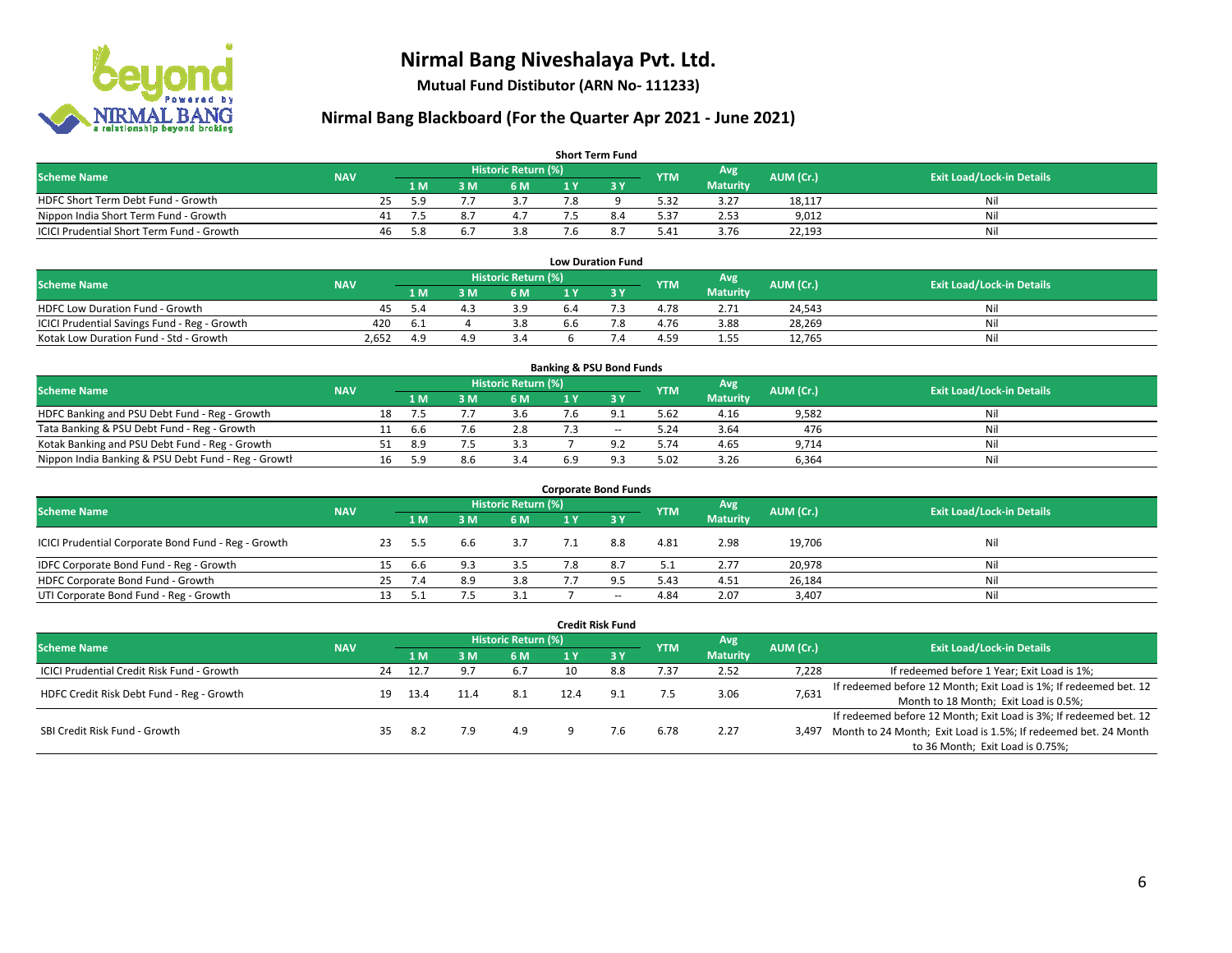# Nirmal Bang Niveshalaya Pvt. Ltd.

**Mutual Fund Distibutor (ARN No- 111233)**

## Nirmal Bang Blackboard (For the Quarter Apr 2021 - June 2021)

### Short Term Fund

| Scheme Name | NAV | Historic Return (%) | | | | | YTM | Avg Maturity | AUM (Cr.) | Exit Load/Lock-in Details |
|---|---|---|---|---|---|---|---|---|---|---|
| | | 1 M | 3 M | 6 M | 1 Y | 3 Y | | | | |
| HDFC Short Term Debt Fund - Growth | 25 | 5.9 | 7.7 | 3.7 | 7.8 | 9 | 5.32 | 3.27 | 18,117 | Nil |
| Nippon India Short Term Fund - Growth | 41 | 7.5 | 8.7 | 4.7 | 7.5 | 8.4 | 5.37 | 2.53 | 9,012 | Nil |
| ICICI Prudential Short Term Fund - Growth | 46 | 5.8 | 6.7 | 3.8 | 7.6 | 8.7 | 5.41 | 3.76 | 22,193 | Nil |

### Low Duration Fund

| Scheme Name | NAV | Historic Return (%) | | | | | YTM | Avg Maturity | AUM (Cr.) | Exit Load/Lock-in Details |
|---|---|---|---|---|---|---|---|---|---|---|
| | | 1 M | 3 M | 6 M | 1 Y | 3 Y | | | | |
| HDFC Low Duration Fund - Growth | 45 | 5.4 | 4.3 | 3.9 | 6.4 | 7.3 | 4.78 | 2.71 | 24,543 | Nil |
| ICICI Prudential Savings Fund - Reg - Growth | 420 | 6.1 | 4 | 3.8 | 6.6 | 7.8 | 4.76 | 3.88 | 28,269 | Nil |
| Kotak Low Duration Fund - Std - Growth | 2,652 | 4.9 | 4.9 | 3.4 | 6 | 7.4 | 4.59 | 1.55 | 12,765 | Nil |

### Banking & PSU Bond Funds

| Scheme Name | NAV | Historic Return (%) | | | | | YTM | Avg Maturity | AUM (Cr.) | Exit Load/Lock-in Details |
|---|---|---|---|---|---|---|---|---|---|---|
| | | 1 M | 3 M | 6 M | 1 Y | 3 Y | | | | |
| HDFC Banking and PSU Debt Fund - Reg - Growth | 18 | 7.5 | 7.7 | 3.6 | 7.6 | 9.1 | 5.62 | 4.16 | 9,582 | Nil |
| Tata Banking & PSU Debt Fund - Reg - Growth | 11 | 6.6 | 7.6 | 2.8 | 7.3 | -- | 5.24 | 3.64 | 476 | Nil |
| Kotak Banking and PSU Debt Fund - Reg - Growth | 51 | 8.9 | 7.5 | 3.3 | 7 | 9.2 | 5.74 | 4.65 | 9,714 | Nil |
| Nippon India Banking & PSU Debt Fund - Reg - Growth | 16 | 5.9 | 8.6 | 3.4 | 6.9 | 9.3 | 5.02 | 3.26 | 6,364 | Nil |

### Corporate Bond Funds

| Scheme Name | NAV | Historic Return (%) | | | | | YTM | Avg Maturity | AUM (Cr.) | Exit Load/Lock-in Details |
|---|---|---|---|---|---|---|---|---|---|---|
| | | 1 M | 3 M | 6 M | 1 Y | 3 Y | | | | |
| ICICI Prudential Corporate Bond Fund - Reg - Growth | 23 | 5.5 | 6.6 | 3.7 | 7.1 | 8.8 | 4.81 | 2.98 | 19,706 | Nil |
| IDFC Corporate Bond Fund - Reg - Growth | 15 | 6.6 | 9.3 | 3.5 | 7.8 | 8.7 | 5.1 | 2.77 | 20,978 | Nil |
| HDFC Corporate Bond Fund - Growth | 25 | 7.4 | 8.9 | 3.8 | 7.7 | 9.5 | 5.43 | 4.51 | 26,184 | Nil |
| UTI Corporate Bond Fund - Reg - Growth | 13 | 5.1 | 7.5 | 3.1 | 7 | -- | 4.84 | 2.07 | 3,407 | Nil |

### Credit Risk Fund

| Scheme Name | NAV | Historic Return (%) | | | | | YTM | Avg Maturity | AUM (Cr.) | Exit Load/Lock-in Details |
|---|---|---|---|---|---|---|---|---|---|---|
| | | 1 M | 3 M | 6 M | 1 Y | 3 Y | | | | |
| ICICI Prudential Credit Risk Fund - Growth | 24 | 12.7 | 9.7 | 6.7 | 10 | 8.8 | 7.37 | 2.52 | 7,228 | If redeemed before 1 Year; Exit Load is 1%; |
| HDFC Credit Risk Debt Fund - Reg - Growth | 19 | 13.4 | 11.4 | 8.1 | 12.4 | 9.1 | 7.5 | 3.06 | 7,631 | If redeemed before 12 Month; Exit Load is 1%; If redeemed bet. 12 Month to 18 Month; Exit Load is 0.5%; |
| SBI Credit Risk Fund - Growth | 35 | 8.2 | 7.9 | 4.9 | 9 | 7.6 | 6.78 | 2.27 | 3,497 | If redeemed before 12 Month; Exit Load is 3%; If redeemed bet. 12 Month to 24 Month; Exit Load is 1.5%; If redeemed bet. 24 Month to 36 Month; Exit Load is 0.75%; |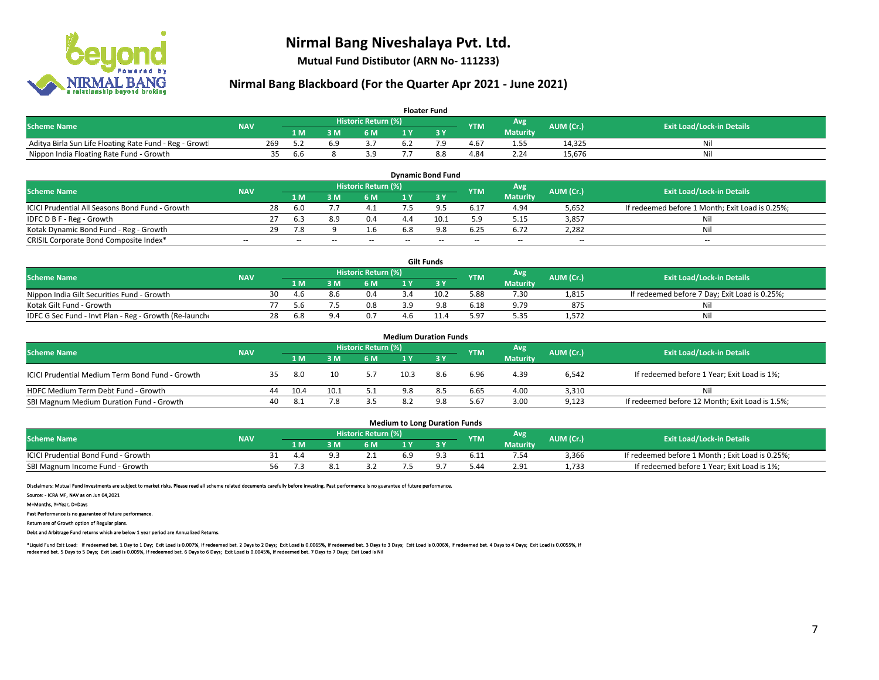# Nirmal Bang Niveshalaya Pvt. Ltd.

**Mutual Fund Distibutor (ARN No- 111233)**

## Nirmal Bang Blackboard (For the Quarter Apr 2021 - June 2021)

### Floater Fund

| Scheme Name | NAV | Historic Return (%) | | | | | YTM | Avg Maturity | AUM (Cr.) | Exit Load/Lock-in Details |
|---|---|---|---|---|---|---|---|---|---|---|
| | | 1 M | 3 M | 6 M | 1 Y | 3 Y | | | | |
| Aditya Birla Sun Life Floating Rate Fund - Reg - Growt | 269 | 5.2 | 6.9 | 3.7 | 6.2 | 7.9 | 4.67 | 1.55 | 14,325 | Nil |
| Nippon India Floating Rate Fund - Growth | 35 | 6.6 | 8 | 3.9 | 7.7 | 8.8 | 4.84 | 2.24 | 15,676 | Nil |

### Dynamic Bond Fund

| Scheme Name | NAV | Historic Return (%) | | | | | YTM | Avg Maturity | AUM (Cr.) | Exit Load/Lock-in Details |
|---|---|---|---|---|---|---|---|---|---|---|
| | | 1 M | 3 M | 6 M | 1 Y | 3 Y | | | | |
| ICICI Prudential All Seasons Bond Fund - Growth | 28 | 6.0 | 7.7 | 4.1 | 7.5 | 9.5 | 6.17 | 4.94 | 5,652 | If redeemed before 1 Month; Exit Load is 0.25%; |
| IDFC D B F - Reg - Growth | 27 | 6.3 | 8.9 | 0.4 | 4.4 | 10.1 | 5.9 | 5.15 | 3,857 | Nil |
| Kotak Dynamic Bond Fund - Reg - Growth | 29 | 7.8 | 9 | 1.6 | 6.8 | 9.8 | 6.25 | 6.72 | 2,282 | Nil |
| CRISIL Corporate Bond Composite Index* | -- | -- | -- | -- | -- | -- | -- | -- | -- | -- |

### Gilt Funds

| Scheme Name | NAV | Historic Return (%) | | | | | YTM | Avg Maturity | AUM (Cr.) | Exit Load/Lock-in Details |
|---|---|---|---|---|---|---|---|---|---|---|
| | | 1 M | 3 M | 6 M | 1 Y | 3 Y | | | | |
| Nippon India Gilt Securities Fund - Growth | 30 | 4.6 | 8.6 | 0.4 | 3.4 | 10.2 | 5.88 | 7.30 | 1,815 | If redeemed before 7 Day; Exit Load is 0.25%; |
| Kotak Gilt Fund - Growth | 77 | 5.6 | 7.5 | 0.8 | 3.9 | 9.8 | 6.18 | 9.79 | 875 | Nil |
| IDFC G Sec Fund - Invt Plan - Reg - Growth (Re-launch | 28 | 6.8 | 9.4 | 0.7 | 4.6 | 11.4 | 5.97 | 5.35 | 1,572 | Nil |

### Medium Duration Funds

| Scheme Name | NAV | Historic Return (%) | | | | | YTM | Avg Maturity | AUM (Cr.) | Exit Load/Lock-in Details |
|---|---|---|---|---|---|---|---|---|---|---|
| | | 1 M | 3 M | 6 M | 1 Y | 3 Y | | | | |
| ICICI Prudential Medium Term Bond Fund - Growth | 35 | 8.0 | 10 | 5.7 | 10.3 | 8.6 | 6.96 | 4.39 | 6,542 | If redeemed before 1 Year; Exit Load is 1%; |
| HDFC Medium Term Debt Fund - Growth | 44 | 10.4 | 10.1 | 5.1 | 9.8 | 8.5 | 6.65 | 4.00 | 3,310 | Nil |
| SBI Magnum Medium Duration Fund - Growth | 40 | 8.1 | 7.8 | 3.5 | 8.2 | 9.8 | 5.67 | 3.00 | 9,123 | If redeemed before 12 Month; Exit Load is 1.5%; |

### Medium to Long Duration Funds

| Scheme Name | NAV | Historic Return (%) | | | | | YTM | Avg Maturity | AUM (Cr.) | Exit Load/Lock-in Details |
|---|---|---|---|---|---|---|---|---|---|---|
| | | 1 M | 3 M | 6 M | 1 Y | 3 Y | | | | |
| ICICI Prudential Bond Fund - Growth | 31 | 4.4 | 9.3 | 2.1 | 6.9 | 9.3 | 6.11 | 7.54 | 3,366 | If redeemed before 1 Month ; Exit Load is 0.25%; |
| SBI Magnum Income Fund - Growth | 56 | 7.3 | 8.1 | 3.2 | 7.5 | 9.7 | 5.44 | 2.91 | 1,733 | If redeemed before 1 Year; Exit Load is 1%; |

Disclaimers: Mutual Fund investments are subject to market risks. Please read all scheme related documents carefully before investing. Past performance is no guarantee of future performance.

Source: - ICRA MF, NAV as on Jun 04,2021

M=Months, Y=Year, D=Days

Past Performance is no guarantee of future performance.

Return are of Growth option of Regular plans.

Debt and Arbitrage Fund returns which are below 1 year period are Annualized Returns.

*Liquid Fund Exit Load: If redeemed bet. 1 Day to 1 Day; Exit Load is 0.007%, If redeemed bet. 2 Days to 2 Days; Exit Load is 0.0065%, If redeemed bet. 3 Days to 3 Days; Exit Load is 0.006%, If redeemed bet. 4 Days to 4 Days; Exit Load is 0.0055%, If redeemed bet. 5 Days to 5 Days; Exit Load is 0.005%, If redeemed bet. 6 Days to 6 Days; Exit Load is 0.0045%, If redeemed bet. 7 Days to 7 Days; Exit Load is Nil